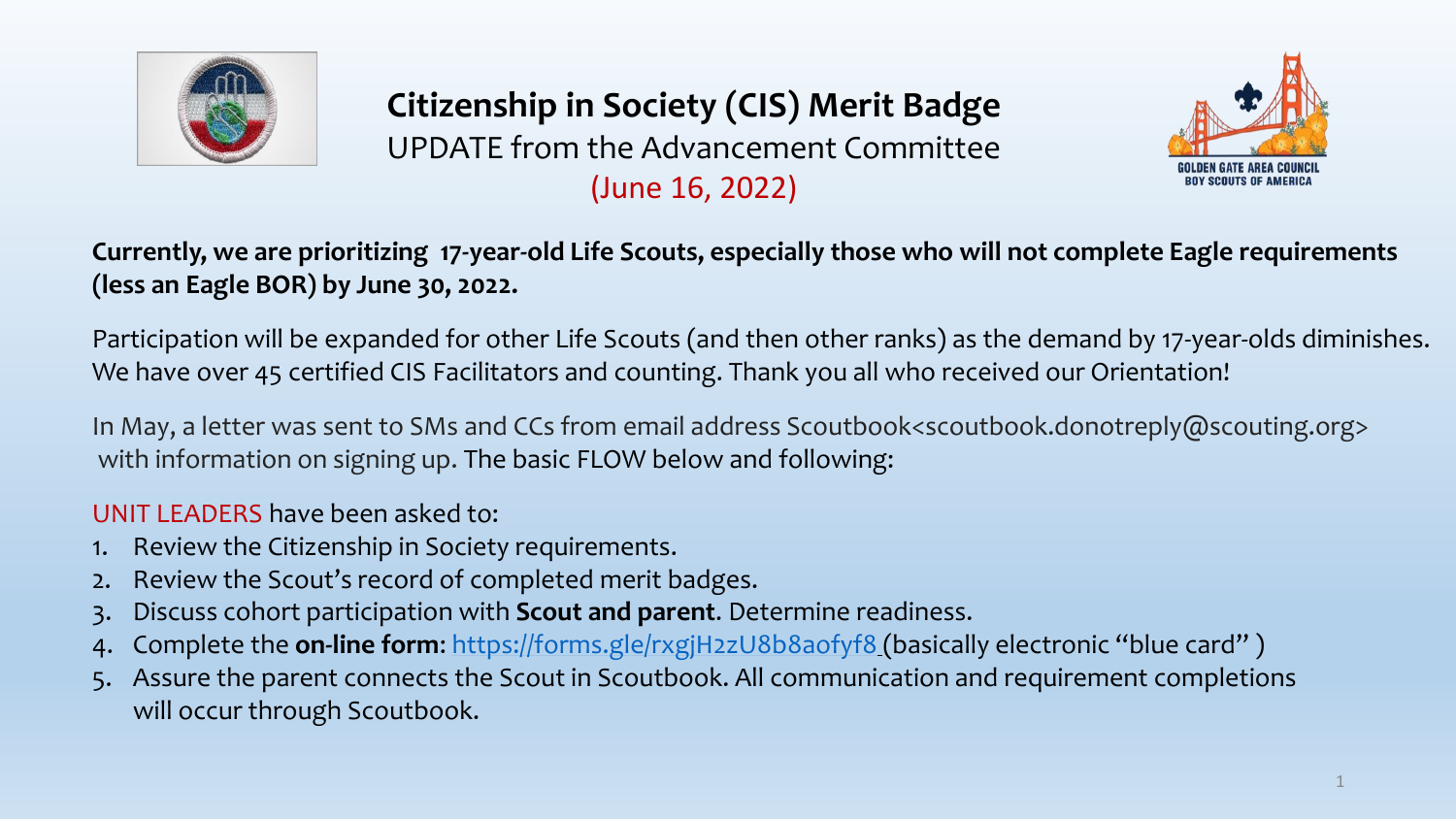# Citizenship in Society (CIS) Merit Badge

UPDATE from the Advancement Committee

(June 16, 2022)

GOLDEN GATE AREA COUNCIL
BOY SCOUTS OF AMERICA

**Currently, we are prioritizing 17-year-old Life Scouts, especially those who will not complete Eagle requirements (less an Eagle BOR) by June 30, 2022.**

Participation will be expanded for other Life Scouts (and then other ranks) as the demand by 17-year-olds diminishes. We have over 45 certified CIS Facilitators and counting. Thank you all who received our Orientation!

In May, a letter was sent to SMs and CCs from email address Scoutbook<scoutbook.donotreply@scouting.org> with information on signing up. The basic FLOW below and following:

UNIT LEADERS have been asked to:

1. Review the Citizenship in Society requirements.
2. Review the Scout's record of completed merit badges.
3. Discuss cohort participation with **Scout and parent**. Determine readiness.
4. Complete the **on-line form**: https://forms.gle/rxgjH2zU8b8aofyf8 (basically electronic "blue card" )
5. Assure the parent connects the Scout in Scoutbook. All communication and requirement completions will occur through Scoutbook.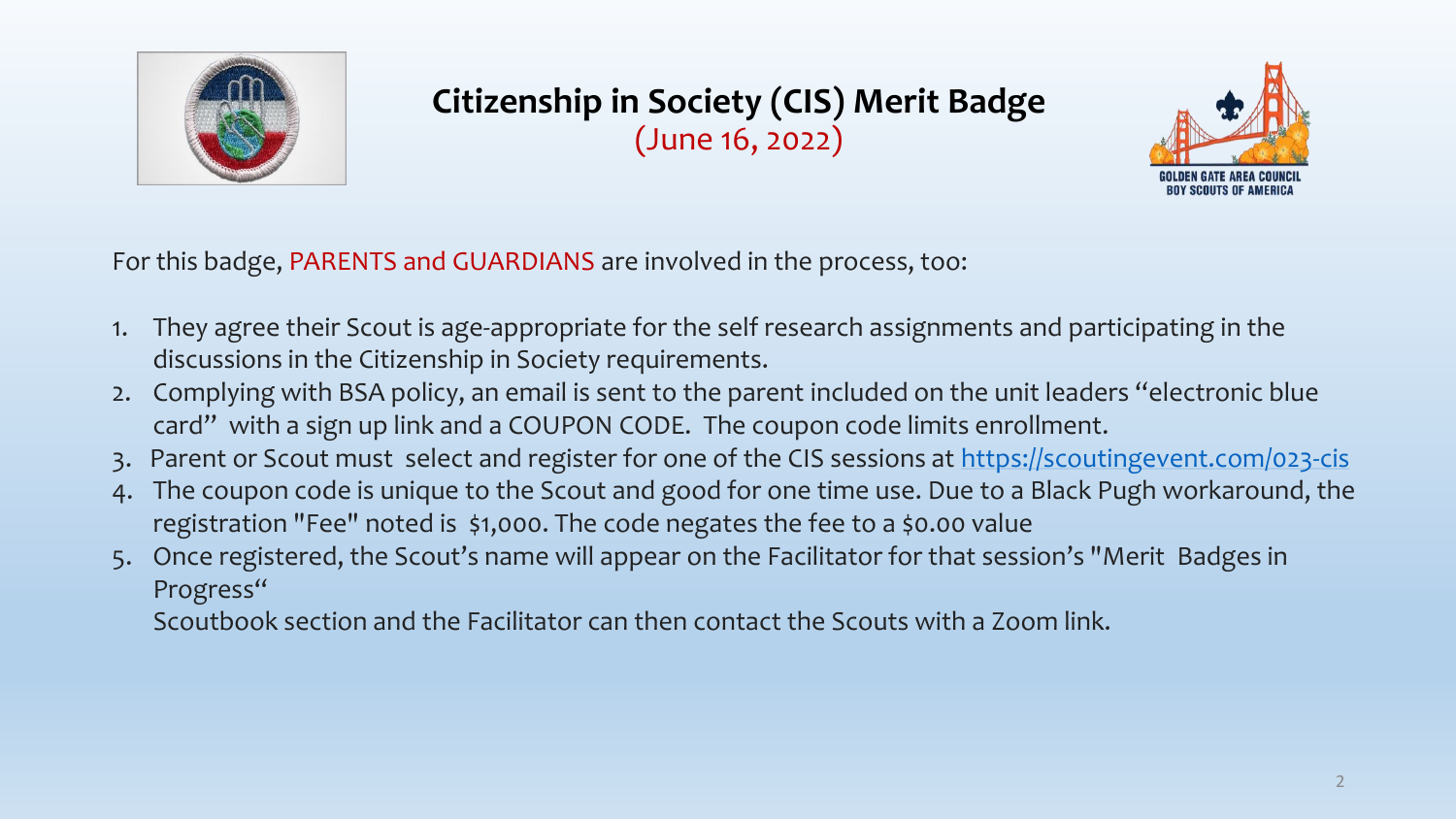# Citizenship in Society (CIS) Merit Badge

(June 16, 2022)

GOLDEN GATE AREA COUNCIL
BOY SCOUTS OF AMERICA

For this badge, PARENTS and GUARDIANS are involved in the process, too:

1. They agree their Scout is age-appropriate for the self research assignments and participating in the discussions in the Citizenship in Society requirements.
2. Complying with BSA policy, an email is sent to the parent included on the unit leaders "electronic blue card" with a sign up link and a COUPON CODE. The coupon code limits enrollment.
3. Parent or Scout must select and register for one of the CIS sessions at https://scoutingevent.com/023-cis
4. The coupon code is unique to the Scout and good for one time use. Due to a Black Pugh workaround, the registration "Fee" noted is $1,000. The code negates the fee to a $0.00 value
5. Once registered, the Scout's name will appear on the Facilitator for that session's "Merit Badges in Progress"

   Scoutbook section and the Facilitator can then contact the Scouts with a Zoom link.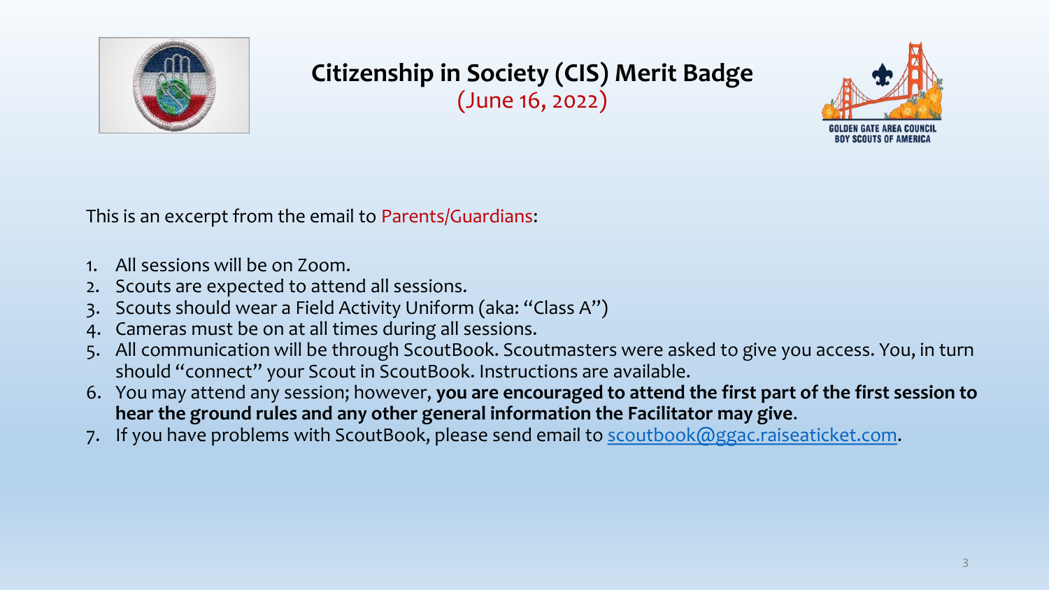# Citizenship in Society (CIS) Merit Badge

(June 16, 2022)

GOLDEN GATE AREA COUNCIL
BOY SCOUTS OF AMERICA

This is an excerpt from the email to Parents/Guardians:

1. All sessions will be on Zoom.
2. Scouts are expected to attend all sessions.
3. Scouts should wear a Field Activity Uniform (aka: “Class A”)
4. Cameras must be on at all times during all sessions.
5. All communication will be through ScoutBook. Scoutmasters were asked to give you access. You, in turn should “connect” your Scout in ScoutBook. Instructions are available.
6. You may attend any session; however, **you are encouraged to attend the first part of the first session to hear the ground rules and any other general information the Facilitator may give**.
7. If you have problems with ScoutBook, please send email to scoutbook@ggac.raiseaticket.com.